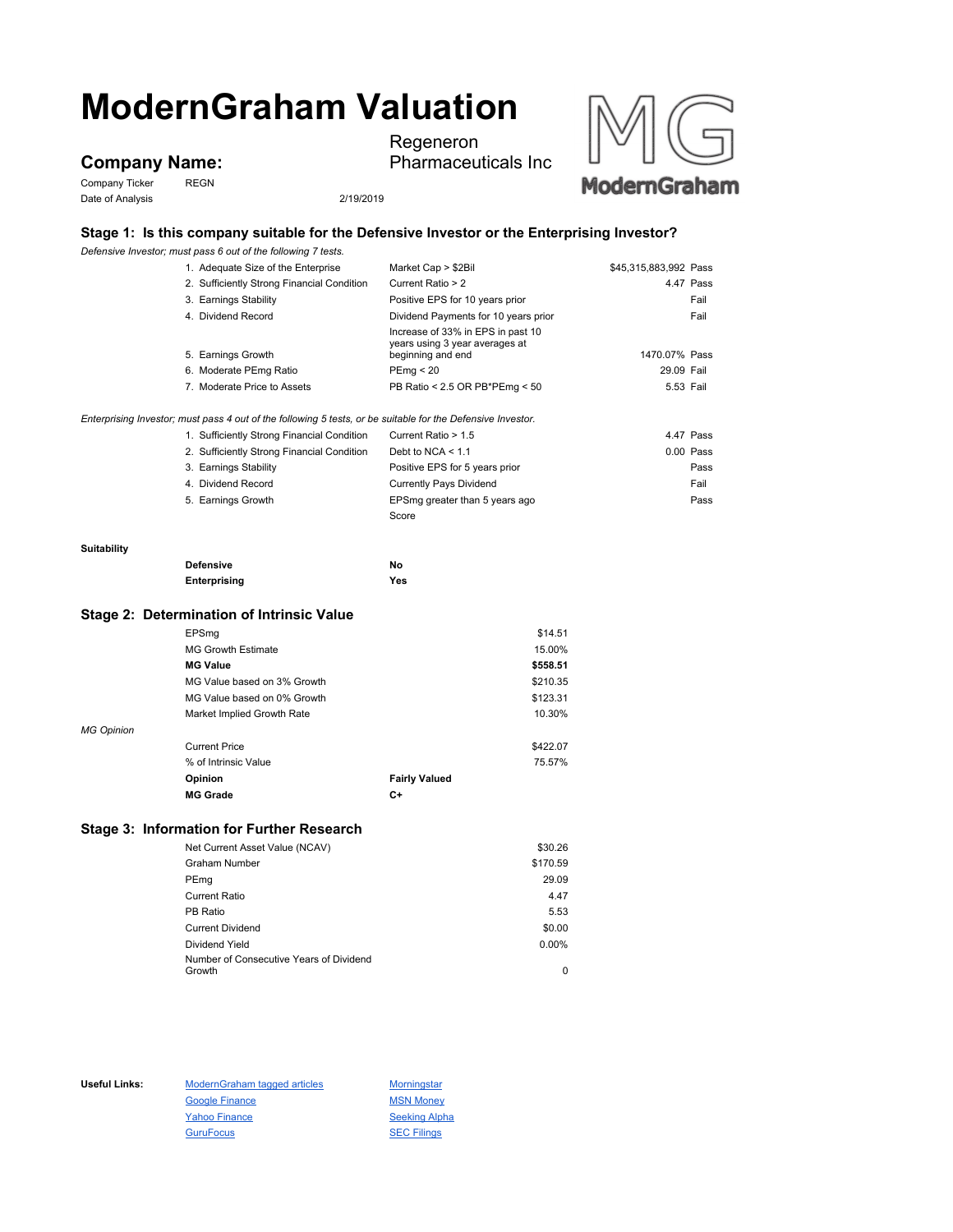# ModernGraham Valuation

## Company Name:

Regeneron Pharmaceuticals Inc

Company Ticker: REGN

Date of Analysis: 2/19/2019

### Stage 1: Is this company suitable for the Defensive Investor or the Enterprising Investor?

*Defensive Investor; must pass 6 out of the following 7 tests.*

| | Test | Criteria | Value | Result |
|---|---|---|---|---|
| 1. | Adequate Size of the Enterprise | Market Cap > $2Bil | $45,315,883,992 | Pass |
| 2. | Sufficiently Strong Financial Condition | Current Ratio > 2 | 4.47 | Pass |
| 3. | Earnings Stability | Positive EPS for 10 years prior | | Fail |
| 4. | Dividend Record | Dividend Payments for 10 years prior | | Fail |
| 5. | Earnings Growth | Increase of 33% in EPS in past 10 years using 3 year averages at beginning and end | 1470.07% | Pass |
| 6. | Moderate PEmg Ratio | PEmg < 20 | 29.09 | Fail |
| 7. | Moderate Price to Assets | PB Ratio < 2.5 OR PB*PEmg < 50 | 5.53 | Fail |

*Enterprising Investor; must pass 4 out of the following 5 tests, or be suitable for the Defensive Investor.*

| | Test | Criteria | Value | Result |
|---|---|---|---|---|
| 1. | Sufficiently Strong Financial Condition | Current Ratio > 1.5 | 4.47 | Pass |
| 2. | Sufficiently Strong Financial Condition | Debt to NCA < 1.1 | 0.00 | Pass |
| 3. | Earnings Stability | Positive EPS for 5 years prior | | Pass |
| 4. | Dividend Record | Currently Pays Dividend | | Fail |
| 5. | Earnings Growth | EPSmg greater than 5 years ago | | Pass |
| | | Score | | |

**Suitability**

| | |
|---|---|
| **Defensive** | **No** |
| **Enterprising** | **Yes** |

### Stage 2: Determination of Intrinsic Value

| | |
|---|---|
| EPSmg | $14.51 |
| MG Growth Estimate | 15.00% |
| **MG Value** | **$558.51** |
| MG Value based on 3% Growth | $210.35 |
| MG Value based on 0% Growth | $123.31 |
| Market Implied Growth Rate | 10.30% |

*MG Opinion*

| | |
|---|---|
| Current Price | $422.07 |
| % of Intrinsic Value | 75.57% |
| **Opinion** | **Fairly Valued** |
| **MG Grade** | **C+** |

### Stage 3: Information for Further Research

| | |
|---|---|
| Net Current Asset Value (NCAV) | $30.26 |
| Graham Number | $170.59 |
| PEmg | 29.09 |
| Current Ratio | 4.47 |
| PB Ratio | 5.53 |
| Current Dividend | $0.00 |
| Dividend Yield | 0.00% |
| Number of Consecutive Years of Dividend Growth | 0 |

**Useful Links:**

- ModernGraham tagged articles
- Google Finance
- Yahoo Finance
- GuruFocus
- Morningstar
- MSN Money
- Seeking Alpha
- SEC Filings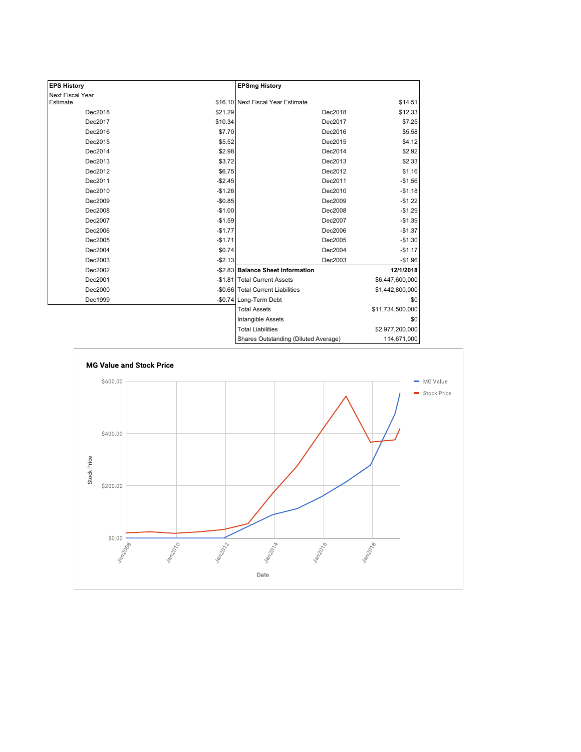| EPS History | |
|---|---|
| Next Fiscal Year Estimate | $16.10 |
| Dec2018 | $21.29 |
| Dec2017 | $10.34 |
| Dec2016 | $7.70 |
| Dec2015 | $5.52 |
| Dec2014 | $2.98 |
| Dec2013 | $3.72 |
| Dec2012 | $6.75 |
| Dec2011 | -$2.45 |
| Dec2010 | -$1.26 |
| Dec2009 | -$0.85 |
| Dec2008 | -$1.00 |
| Dec2007 | -$1.59 |
| Dec2006 | -$1.77 |
| Dec2005 | -$1.71 |
| Dec2004 | $0.74 |
| Dec2003 | -$2.13 |
| Dec2002 | -$2.83 |
| Dec2001 | -$1.81 |
| Dec2000 | -$0.66 |
| Dec1999 | -$0.74 |

| EPSmg History | |
|---|---|
| Next Fiscal Year Estimate | $14.51 |
| Dec2018 | $12.33 |
| Dec2017 | $7.25 |
| Dec2016 | $5.58 |
| Dec2015 | $4.12 |
| Dec2014 | $2.92 |
| Dec2013 | $2.33 |
| Dec2012 | $1.16 |
| Dec2011 | -$1.56 |
| Dec2010 | -$1.18 |
| Dec2009 | -$1.22 |
| Dec2008 | -$1.29 |
| Dec2007 | -$1.39 |
| Dec2006 | -$1.37 |
| Dec2005 | -$1.30 |
| Dec2004 | -$1.17 |
| Dec2003 | -$1.96 |

| Balance Sheet Information | 12/1/2018 |
|---|---|
| Total Current Assets | $6,447,600,000 |
| Total Current Liabilities | $1,442,800,000 |
| Long-Term Debt | $0 |
| Total Assets | $11,734,500,000 |
| Intangible Assets | $0 |
| Total Liabilities | $2,977,200,000 |
| Shares Outstanding (Diluted Average) | 114,671,000 |

**MG Value and Stock Price**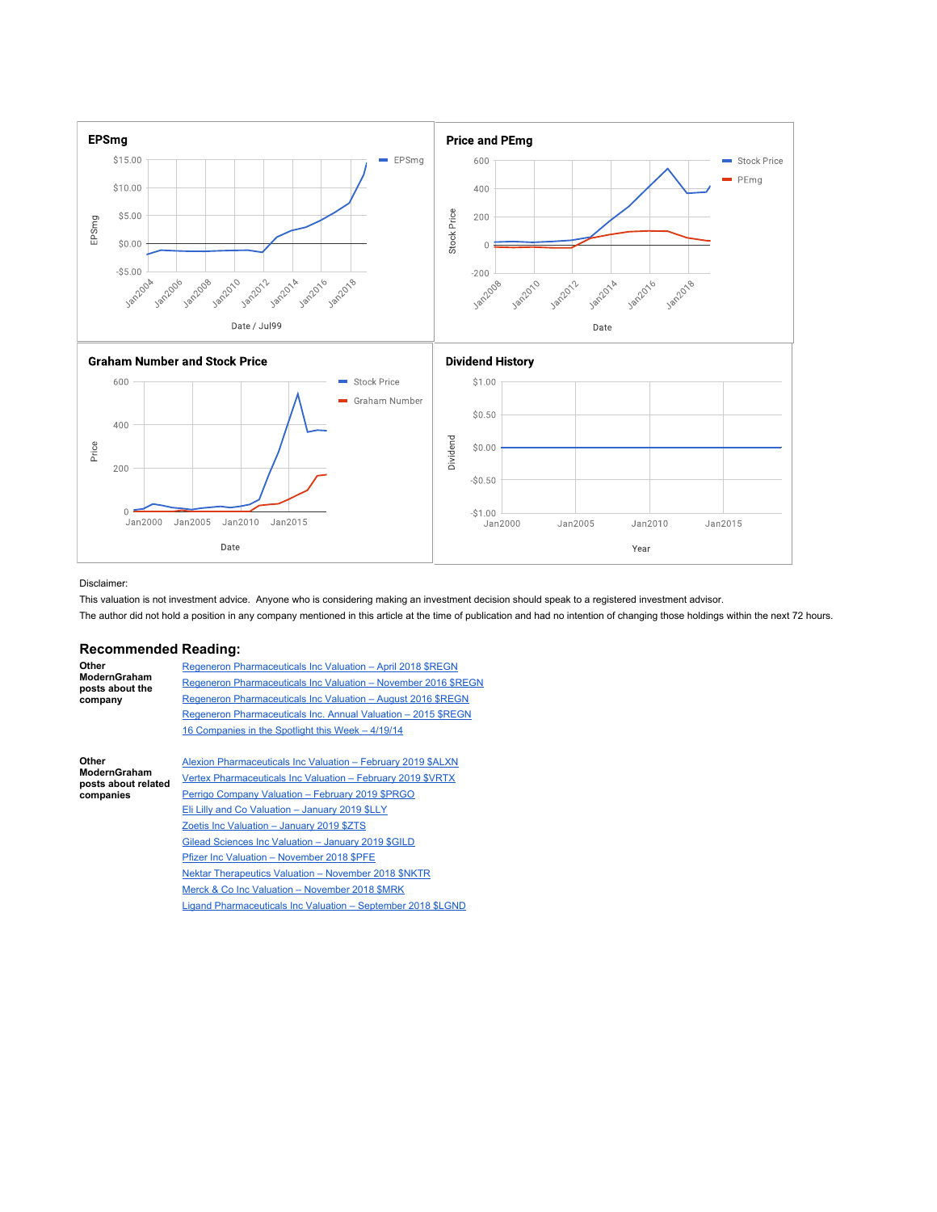### EPSmg

$15.00
$10.00
$5.00
$0.00
-$5.00

EPSmg

Jan2004
Jan2006
Jan2008
Jan2010
Jan2012
Jan2014
Jan2016
Jan2018

Date / Jul99

EPSmg

### Price and PEmg

600
400
200
0
-200

Stock Price

Jan2008
Jan2010
Jan2012
Jan2014
Jan2016
Jan2018

Date

Stock Price
PEmg

### Graham Number and Stock Price

600
400
200
0

Price

Jan2000
Jan2005
Jan2010
Jan2015

Date

Stock Price
Graham Number

### Dividend History

$1.00
$0.50
$0.00
-$0.50
-$1.00

Dividend

Jan2000
Jan2005
Jan2010
Jan2015

Year

Disclaimer:

This valuation is not investment advice. Anyone who is considering making an investment decision should speak to a registered investment advisor.

The author did not hold a position in any company mentioned in this article at the time of publication and had no intention of changing those holdings within the next 72 hours.

## Recommended Reading:

| | |
|---|---|
| **Other ModernGraham posts about the company** | Regeneron Pharmaceuticals Inc Valuation – April 2018 $REGN<br>Regeneron Pharmaceuticals Inc Valuation – November 2016 $REGN<br>Regeneron Pharmaceuticals Inc Valuation – August 2016 $REGN<br>Regeneron Pharmaceuticals Inc. Annual Valuation – 2015 $REGN<br>16 Companies in the Spotlight this Week – 4/19/14 |
| **Other ModernGraham posts about related companies** | Alexion Pharmaceuticals Inc Valuation – February 2019 $ALXN<br>Vertex Pharmaceuticals Inc Valuation – February 2019 $VRTX<br>Perrigo Company Valuation – February 2019 $PRGO<br>Eli Lilly and Co Valuation – January 2019 $LLY<br>Zoetis Inc Valuation – January 2019 $ZTS<br>Gilead Sciences Inc Valuation – January 2019 $GILD<br>Pfizer Inc Valuation – November 2018 $PFE<br>Nektar Therapeutics Valuation – November 2018 $NKTR<br>Merck & Co Inc Valuation – November 2018 $MRK<br>Ligand Pharmaceuticals Inc Valuation – September 2018 $LGND |